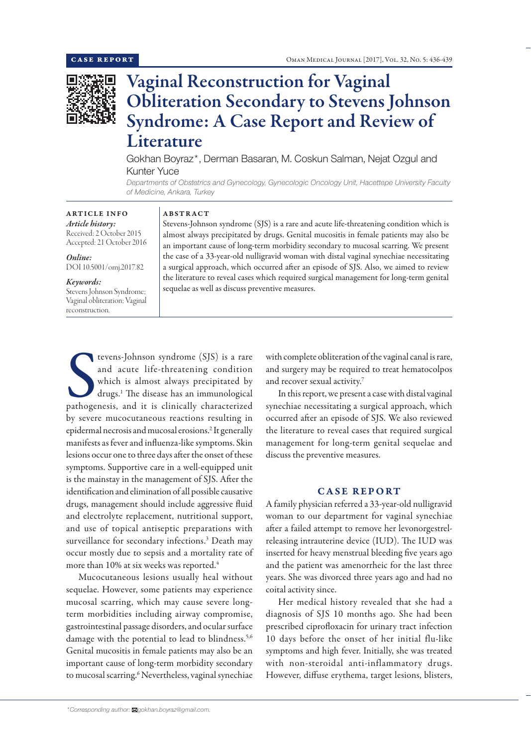CASE REPORT

# Vaginal Reconstruction for Vaginal Obliteration Secondary to Stevens Johnson Syndrome: A Case Report and Review of Literature

Gokhan Boyraz*, Derman Basaran, M. Coskun Salman, Nejat Ozgul and Kunter Yuce

*Departments of Obstetrics and Gynecology, Gynecologic Oncology Unit, Hacettepe University Faculty of Medicine, Ankara, Turkey*

**ARTICLE INFO**

*Article history:*
Received: 2 October 2015
Accepted: 21 October 2016

*Online:*
DOI 10.5001/omj.2017.82

*Keywords:*
Stevens Johnson Syndrome; Vaginal obliteration; Vaginal reconstruction.

**ABSTRACT**

Stevens-Johnson syndrome (SJS) is a rare and acute life-threatening condition which is almost always precipitated by drugs. Genital mucositis in female patients may also be an important cause of long-term morbidity secondary to mucosal scarring. We present the case of a 33-year-old nulligravid woman with distal vaginal synechiae necessitating a surgical approach, which occurred after an episode of SJS. Also, we aimed to review the literature to reveal cases which required surgical management for long-term genital sequelae as well as discuss preventive measures.

Stevens-Johnson syndrome (SJS) is a rare and acute life-threatening condition which is almost always precipitated by drugs.[1] The disease has an immunological pathogenesis, and it is clinically characterized by severe mucocutaneous reactions resulting in epidermal necrosis and mucosal erosions.[2] It generally manifests as fever and influenza-like symptoms. Skin lesions occur one to three days after the onset of these symptoms. Supportive care in a well-equipped unit is the mainstay in the management of SJS. After the identification and elimination of all possible causative drugs, management should include aggressive fluid and electrolyte replacement, nutritional support, and use of topical antiseptic preparations with surveillance for secondary infections.[3] Death may occur mostly due to sepsis and a mortality rate of more than 10% at six weeks was reported.[4]

Mucocutaneous lesions usually heal without sequelae. However, some patients may experience mucosal scarring, which may cause severe long-term morbidities including airway compromise, gastrointestinal passage disorders, and ocular surface damage with the potential to lead to blindness.[5,6] Genital mucositis in female patients may also be an important cause of long-term morbidity secondary to mucosal scarring.[6] Nevertheless, vaginal synechiae with complete obliteration of the vaginal canal is rare, and surgery may be required to treat hematocolpos and recover sexual activity.[7]

In this report, we present a case with distal vaginal synechiae necessitating a surgical approach, which occurred after an episode of SJS. We also reviewed the literature to reveal cases that required surgical management for long-term genital sequelae and discuss the preventive measures.

## CASE REPORT

A family physician referred a 33-year-old nulligravid woman to our department for vaginal synechiae after a failed attempt to remove her levonorgestrel-releasing intrauterine device (IUD). The IUD was inserted for heavy menstrual bleeding five years ago and the patient was amenorrheic for the last three years. She was divorced three years ago and had no coital activity since.

Her medical history revealed that she had a diagnosis of SJS 10 months ago. She had been prescribed ciprofloxacin for urinary tract infection 10 days before the onset of her initial flu-like symptoms and high fever. Initially, she was treated with non-steroidal anti-inflammatory drugs. However, diffuse erythema, target lesions, blisters,

*Corresponding author: gokhan.boyraz@gmail.com.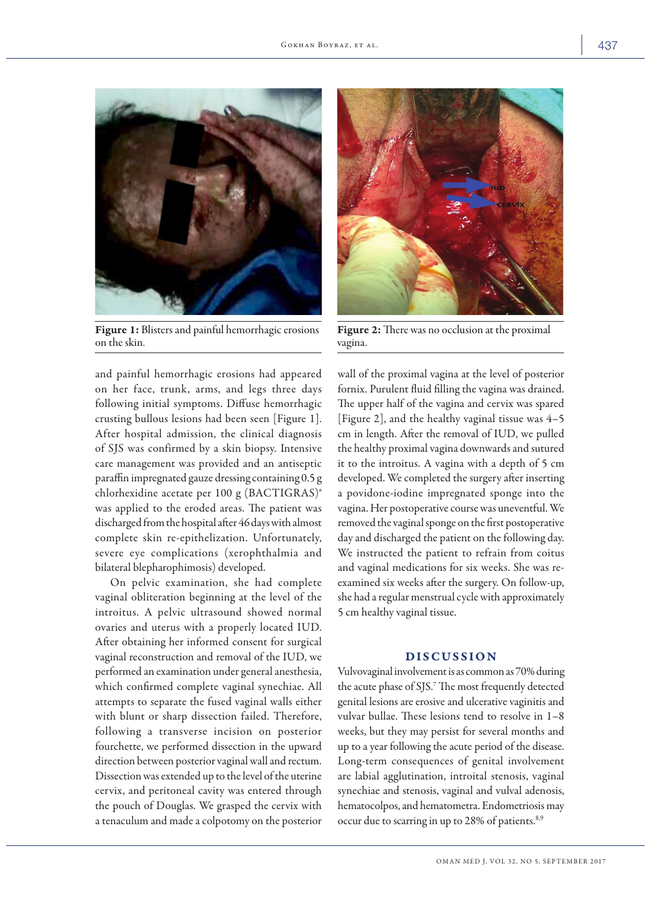Figure 1: Blisters and painful hemorrhagic erosions on the skin.

Figure 2: There was no occlusion at the proximal vagina.

and painful hemorrhagic erosions had appeared on her face, trunk, arms, and legs three days following initial symptoms. Diffuse hemorrhagic crusting bullous lesions had been seen [Figure 1]. After hospital admission, the clinical diagnosis of SJS was confirmed by a skin biopsy. Intensive care management was provided and an antiseptic paraffin impregnated gauze dressing containing 0.5 g chlorhexidine acetate per 100 g (BACTIGRAS)® was applied to the eroded areas. The patient was discharged from the hospital after 46 days with almost complete skin re-epithelization. Unfortunately, severe eye complications (xerophthalmia and bilateral blepharophimosis) developed.

On pelvic examination, she had complete vaginal obliteration beginning at the level of the introitus. A pelvic ultrasound showed normal ovaries and uterus with a properly located IUD. After obtaining her informed consent for surgical vaginal reconstruction and removal of the IUD, we performed an examination under general anesthesia, which confirmed complete vaginal synechiae. All attempts to separate the fused vaginal walls either with blunt or sharp dissection failed. Therefore, following a transverse incision on posterior fourchette, we performed dissection in the upward direction between posterior vaginal wall and rectum. Dissection was extended up to the level of the uterine cervix, and peritoneal cavity was entered through the pouch of Douglas. We grasped the cervix with a tenaculum and made a colpotomy on the posterior wall of the proximal vagina at the level of posterior fornix. Purulent fluid filling the vagina was drained. The upper half of the vagina and cervix was spared [Figure 2], and the healthy vaginal tissue was 4–5 cm in length. After the removal of IUD, we pulled the healthy proximal vagina downwards and sutured it to the introitus. A vagina with a depth of 5 cm developed. We completed the surgery after inserting a povidone-iodine impregnated sponge into the vagina. Her postoperative course was uneventful. We removed the vaginal sponge on the first postoperative day and discharged the patient on the following day. We instructed the patient to refrain from coitus and vaginal medications for six weeks. She was re-examined six weeks after the surgery. On follow-up, she had a regular menstrual cycle with approximately 5 cm healthy vaginal tissue.

## DISCUSSION

Vulvovaginal involvement is as common as 70% during the acute phase of SJS.[7] The most frequently detected genital lesions are erosive and ulcerative vaginitis and vulvar bullae. These lesions tend to resolve in 1–8 weeks, but they may persist for several months and up to a year following the acute period of the disease. Long-term consequences of genital involvement are labial agglutination, introital stenosis, vaginal synechiae and stenosis, vaginal and vulval adenosis, hematocolpos, and hematometra. Endometriosis may occur due to scarring in up to 28% of patients.[8,9]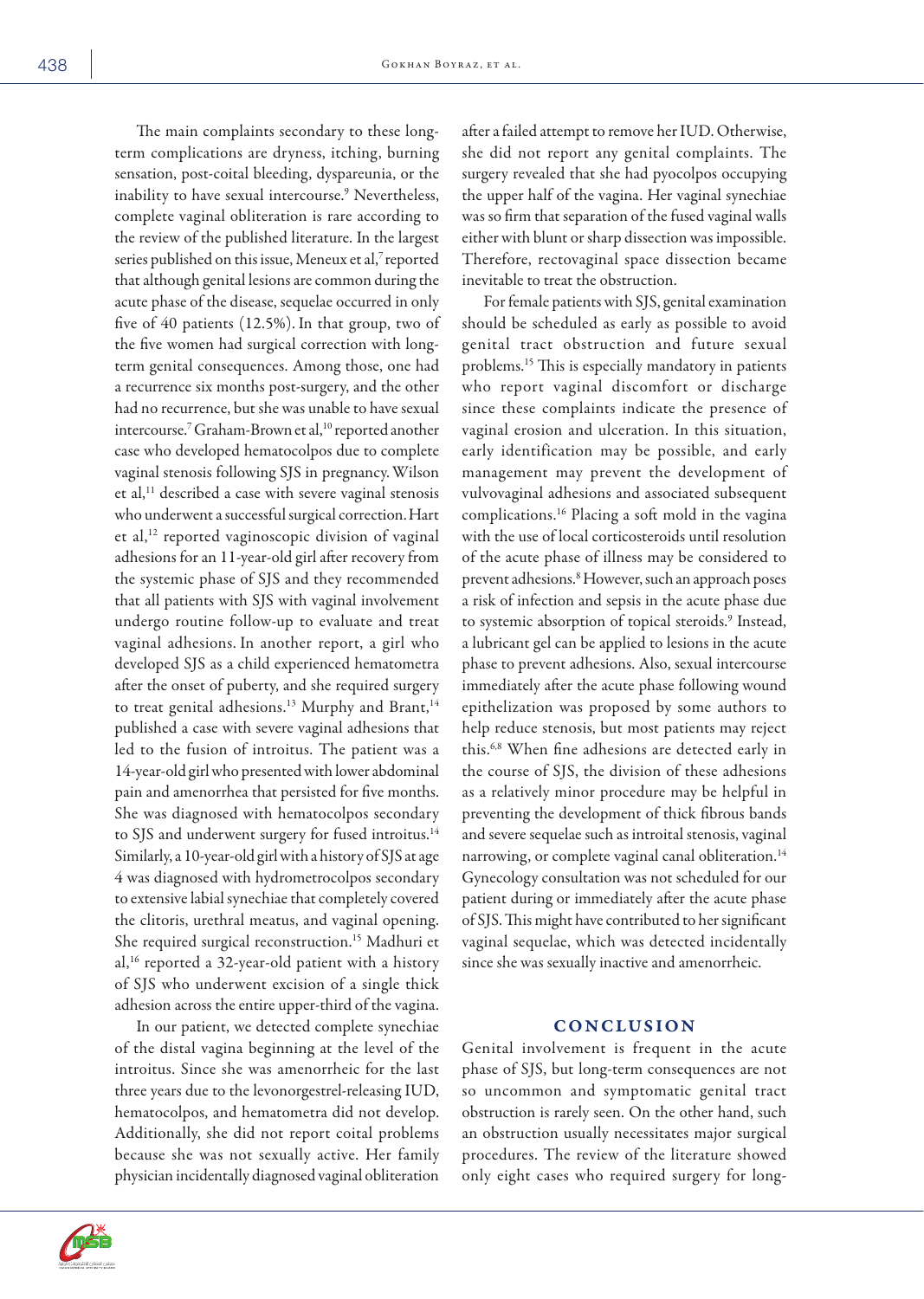The main complaints secondary to these long-term complications are dryness, itching, burning sensation, post-coital bleeding, dyspareunia, or the inability to have sexual intercourse.[9] Nevertheless, complete vaginal obliteration is rare according to the review of the published literature. In the largest series published on this issue, Meneux et al,[7] reported that although genital lesions are common during the acute phase of the disease, sequelae occurred in only five of 40 patients (12.5%). In that group, two of the five women had surgical correction with long-term genital consequences. Among those, one had a recurrence six months post-surgery, and the other had no recurrence, but she was unable to have sexual intercourse.[7] Graham-Brown et al,[10] reported another case who developed hematocolpos due to complete vaginal stenosis following SJS in pregnancy. Wilson et al,[11] described a case with severe vaginal stenosis who underwent a successful surgical correction. Hart et al,[12] reported vaginoscopic division of vaginal adhesions for an 11-year-old girl after recovery from the systemic phase of SJS and they recommended that all patients with SJS with vaginal involvement undergo routine follow-up to evaluate and treat vaginal adhesions. In another report, a girl who developed SJS as a child experienced hematometra after the onset of puberty, and she required surgery to treat genital adhesions.[13] Murphy and Brant,[14] published a case with severe vaginal adhesions that led to the fusion of introitus. The patient was a 14-year-old girl who presented with lower abdominal pain and amenorrhea that persisted for five months. She was diagnosed with hematocolpos secondary to SJS and underwent surgery for fused introitus.[14] Similarly, a 10-year-old girl with a history of SJS at age 4 was diagnosed with hydrometrocolpos secondary to extensive labial synechiae that completely covered the clitoris, urethral meatus, and vaginal opening. She required surgical reconstruction.[15] Madhuri et al,[16] reported a 32-year-old patient with a history of SJS who underwent excision of a single thick adhesion across the entire upper-third of the vagina.

In our patient, we detected complete synechiae of the distal vagina beginning at the level of the introitus. Since she was amenorrheic for the last three years due to the levonorgestrel-releasing IUD, hematocolpos, and hematometra did not develop. Additionally, she did not report coital problems because she was not sexually active. Her family physician incidentally diagnosed vaginal obliteration after a failed attempt to remove her IUD. Otherwise, she did not report any genital complaints. The surgery revealed that she had pyocolpos occupying the upper half of the vagina. Her vaginal synechiae was so firm that separation of the fused vaginal walls either with blunt or sharp dissection was impossible. Therefore, rectovaginal space dissection became inevitable to treat the obstruction.

For female patients with SJS, genital examination should be scheduled as early as possible to avoid genital tract obstruction and future sexual problems.[15] This is especially mandatory in patients who report vaginal discomfort or discharge since these complaints indicate the presence of vaginal erosion and ulceration. In this situation, early identification may be possible, and early management may prevent the development of vulvovaginal adhesions and associated subsequent complications.[16] Placing a soft mold in the vagina with the use of local corticosteroids until resolution of the acute phase of illness may be considered to prevent adhesions.[8] However, such an approach poses a risk of infection and sepsis in the acute phase due to systemic absorption of topical steroids.[9] Instead, a lubricant gel can be applied to lesions in the acute phase to prevent adhesions. Also, sexual intercourse immediately after the acute phase following wound epithelization was proposed by some authors to help reduce stenosis, but most patients may reject this.[6,8] When fine adhesions are detected early in the course of SJS, the division of these adhesions as a relatively minor procedure may be helpful in preventing the development of thick fibrous bands and severe sequelae such as introital stenosis, vaginal narrowing, or complete vaginal canal obliteration.[14] Gynecology consultation was not scheduled for our patient during or immediately after the acute phase of SJS. This might have contributed to her significant vaginal sequelae, which was detected incidentally since she was sexually inactive and amenorrheic.

## CONCLUSION

Genital involvement is frequent in the acute phase of SJS, but long-term consequences are not so uncommon and symptomatic genital tract obstruction is rarely seen. On the other hand, such an obstruction usually necessitates major surgical procedures. The review of the literature showed only eight cases who required surgery for long-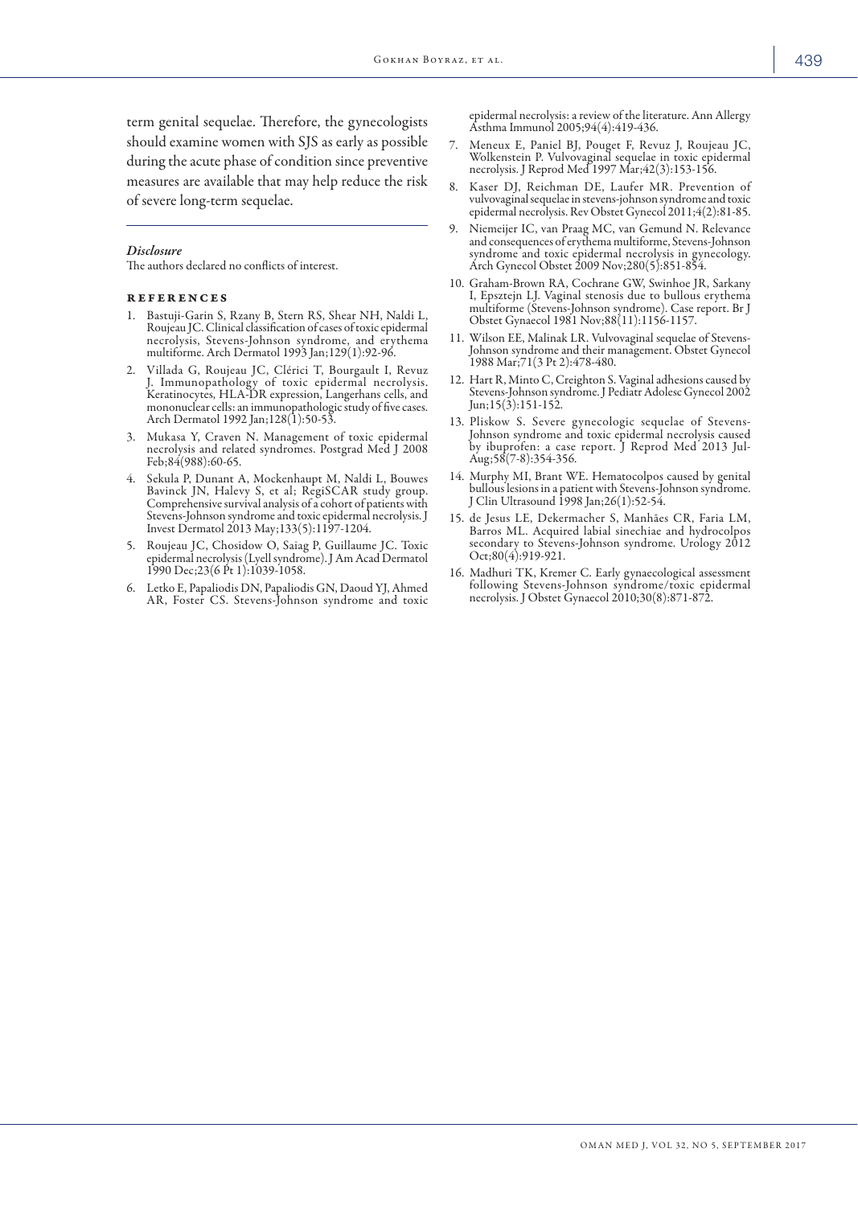term genital sequelae. Therefore, the gynecologists should examine women with SJS as early as possible during the acute phase of condition since preventive measures are available that may help reduce the risk of severe long-term sequelae.

### *Disclosure*

The authors declared no conflicts of interest.

## References

1. Bastuji-Garin S, Rzany B, Stern RS, Shear NH, Naldi L, Roujeau JC. Clinical classification of cases of toxic epidermal necrolysis, Stevens-Johnson syndrome, and erythema multiforme. Arch Dermatol 1993 Jan;129(1):92-96.
2. Villada G, Roujeau JC, Clérici T, Bourgault I, Revuz J. Immunopathology of toxic epidermal necrolysis. Keratinocytes, HLA-DR expression, Langerhans cells, and mononuclear cells: an immunopathologic study of five cases. Arch Dermatol 1992 Jan;128(1):50-53.
3. Mukasa Y, Craven N. Management of toxic epidermal necrolysis and related syndromes. Postgrad Med J 2008 Feb;84(988):60-65.
4. Sekula P, Dunant A, Mockenhaupt M, Naldi L, Bouwes Bavinck JN, Halevy S, et al; RegiSCAR study group. Comprehensive survival analysis of a cohort of patients with Stevens-Johnson syndrome and toxic epidermal necrolysis. J Invest Dermatol 2013 May;133(5):1197-1204.
5. Roujeau JC, Chosidow O, Saiag P, Guillaume JC. Toxic epidermal necrolysis (Lyell syndrome). J Am Acad Dermatol 1990 Dec;23(6 Pt 1):1039-1058.
6. Letko E, Papaliodis DN, Papaliodis GN, Daoud YJ, Ahmed AR, Foster CS. Stevens-Johnson syndrome and toxic epidermal necrolysis: a review of the literature. Ann Allergy Asthma Immunol 2005;94(4):419-436.
7. Meneux E, Paniel BJ, Pouget F, Revuz J, Roujeau JC, Wolkenstein P. Vulvovaginal sequelae in toxic epidermal necrolysis. J Reprod Med 1997 Mar;42(3):153-156.
8. Kaser DJ, Reichman DE, Laufer MR. Prevention of vulvovaginal sequelae in stevens-johnson syndrome and toxic epidermal necrolysis. Rev Obstet Gynecol 2011;4(2):81-85.
9. Niemeijer IC, van Praag MC, van Gemund N. Relevance and consequences of erythema multiforme, Stevens-Johnson syndrome and toxic epidermal necrolysis in gynecology. Arch Gynecol Obstet 2009 Nov;280(5):851-854.
10. Graham-Brown RA, Cochrane GW, Swinhoe JR, Sarkany I, Epsztejn LJ. Vaginal stenosis due to bullous erythema multiforme (Stevens-Johnson syndrome). Case report. Br J Obstet Gynaecol 1981 Nov;88(11):1156-1157.
11. Wilson EE, Malinak LR. Vulvovaginal sequelae of Stevens-Johnson syndrome and their management. Obstet Gynecol 1988 Mar;71(3 Pt 2):478-480.
12. Hart R, Minto C, Creighton S. Vaginal adhesions caused by Stevens-Johnson syndrome. J Pediatr Adolesc Gynecol 2002 Jun;15(3):151-152.
13. Pliskow S. Severe gynecologic sequelae of Stevens-Johnson syndrome and toxic epidermal necrolysis caused by ibuprofen: a case report. J Reprod Med 2013 Jul-Aug;58(7-8):354-356.
14. Murphy MI, Brant WE. Hematocolpos caused by genital bullous lesions in a patient with Stevens-Johnson syndrome. J Clin Ultrasound 1998 Jan;26(1):52-54.
15. de Jesus LE, Dekermacher S, Manhães CR, Faria LM, Barros ML. Acquired labial sinechiae and hydrocolpos secondary to Stevens-Johnson syndrome. Urology 2012 Oct;80(4):919-921.
16. Madhuri TK, Kremer C. Early gynaecological assessment following Stevens-Johnson syndrome/toxic epidermal necrolysis. J Obstet Gynaecol 2010;30(8):871-872.